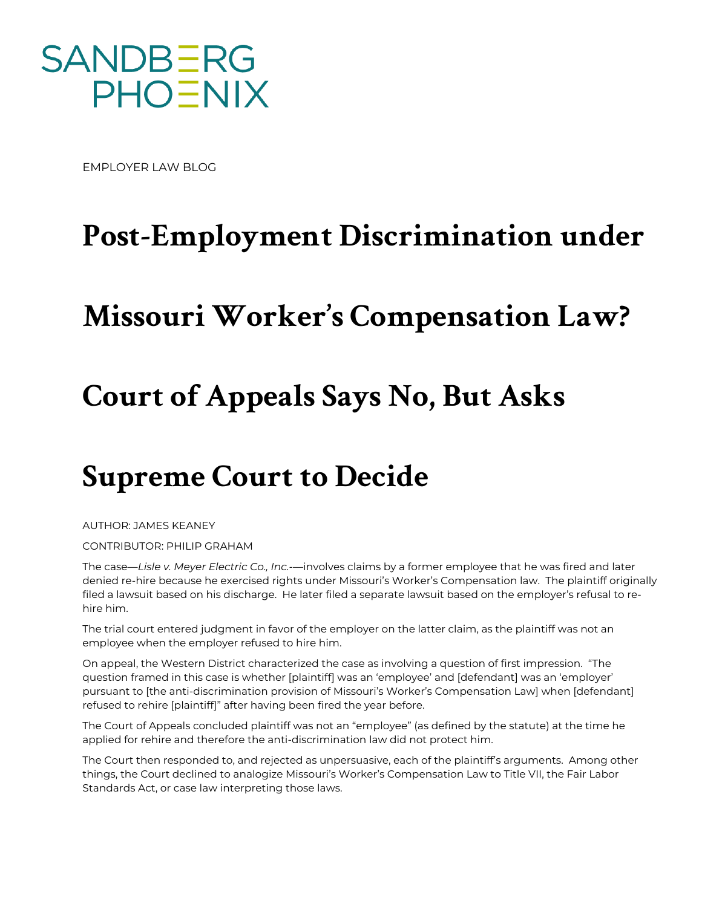SANDBERG PHOENIX

EMPLOYER LAW BLOG

# Post-Employment Discrimination under Missouri Worker's Compensation Law? Court of Appeals Says No, But Asks Supreme Court to Decide

AUTHOR: JAMES KEANEY

CONTRIBUTOR: PHILIP GRAHAM

The case—*Lisle v. Meyer Electric Co., Inc.*-—involves claims by a former employee that he was fired and later denied re-hire because he exercised rights under Missouri's Worker's Compensation law. The plaintiff originally filed a lawsuit based on his discharge. He later filed a separate lawsuit based on the employer's refusal to re-hire him.

The trial court entered judgment in favor of the employer on the latter claim, as the plaintiff was not an employee when the employer refused to hire him.

On appeal, the Western District characterized the case as involving a question of first impression. "The question framed in this case is whether [plaintiff] was an 'employee' and [defendant] was an 'employer' pursuant to [the anti-discrimination provision of Missouri's Worker's Compensation Law] when [defendant] refused to rehire [plaintiff]" after having been fired the year before.

The Court of Appeals concluded plaintiff was not an "employee" (as defined by the statute) at the time he applied for rehire and therefore the anti-discrimination law did not protect him.

The Court then responded to, and rejected as unpersuasive, each of the plaintiff's arguments. Among other things, the Court declined to analogize Missouri's Worker's Compensation Law to Title VII, the Fair Labor Standards Act, or case law interpreting those laws.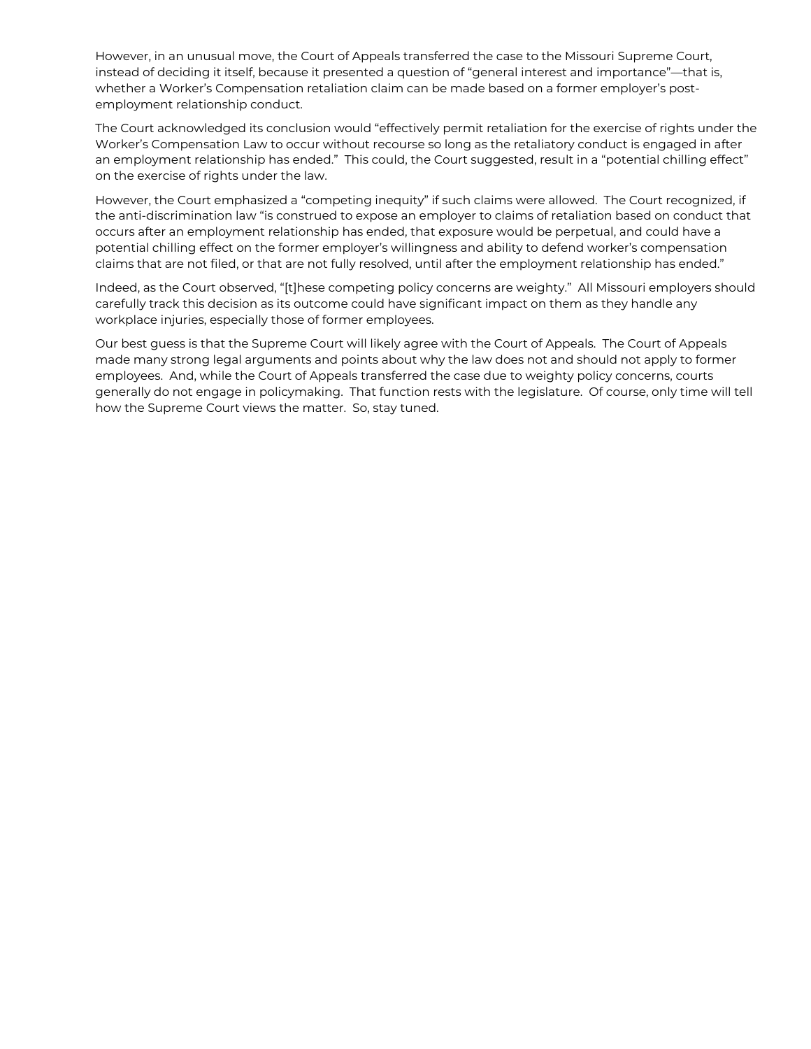However, in an unusual move, the Court of Appeals transferred the case to the Missouri Supreme Court, instead of deciding it itself, because it presented a question of "general interest and importance"—that is, whether a Worker's Compensation retaliation claim can be made based on a former employer's post-employment relationship conduct.

The Court acknowledged its conclusion would "effectively permit retaliation for the exercise of rights under the Worker's Compensation Law to occur without recourse so long as the retaliatory conduct is engaged in after an employment relationship has ended." This could, the Court suggested, result in a "potential chilling effect" on the exercise of rights under the law.

However, the Court emphasized a "competing inequity" if such claims were allowed. The Court recognized, if the anti-discrimination law "is construed to expose an employer to claims of retaliation based on conduct that occurs after an employment relationship has ended, that exposure would be perpetual, and could have a potential chilling effect on the former employer's willingness and ability to defend worker's compensation claims that are not filed, or that are not fully resolved, until after the employment relationship has ended."

Indeed, as the Court observed, "[t]hese competing policy concerns are weighty." All Missouri employers should carefully track this decision as its outcome could have significant impact on them as they handle any workplace injuries, especially those of former employees.

Our best guess is that the Supreme Court will likely agree with the Court of Appeals. The Court of Appeals made many strong legal arguments and points about why the law does not and should not apply to former employees. And, while the Court of Appeals transferred the case due to weighty policy concerns, courts generally do not engage in policymaking. That function rests with the legislature. Of course, only time will tell how the Supreme Court views the matter. So, stay tuned.